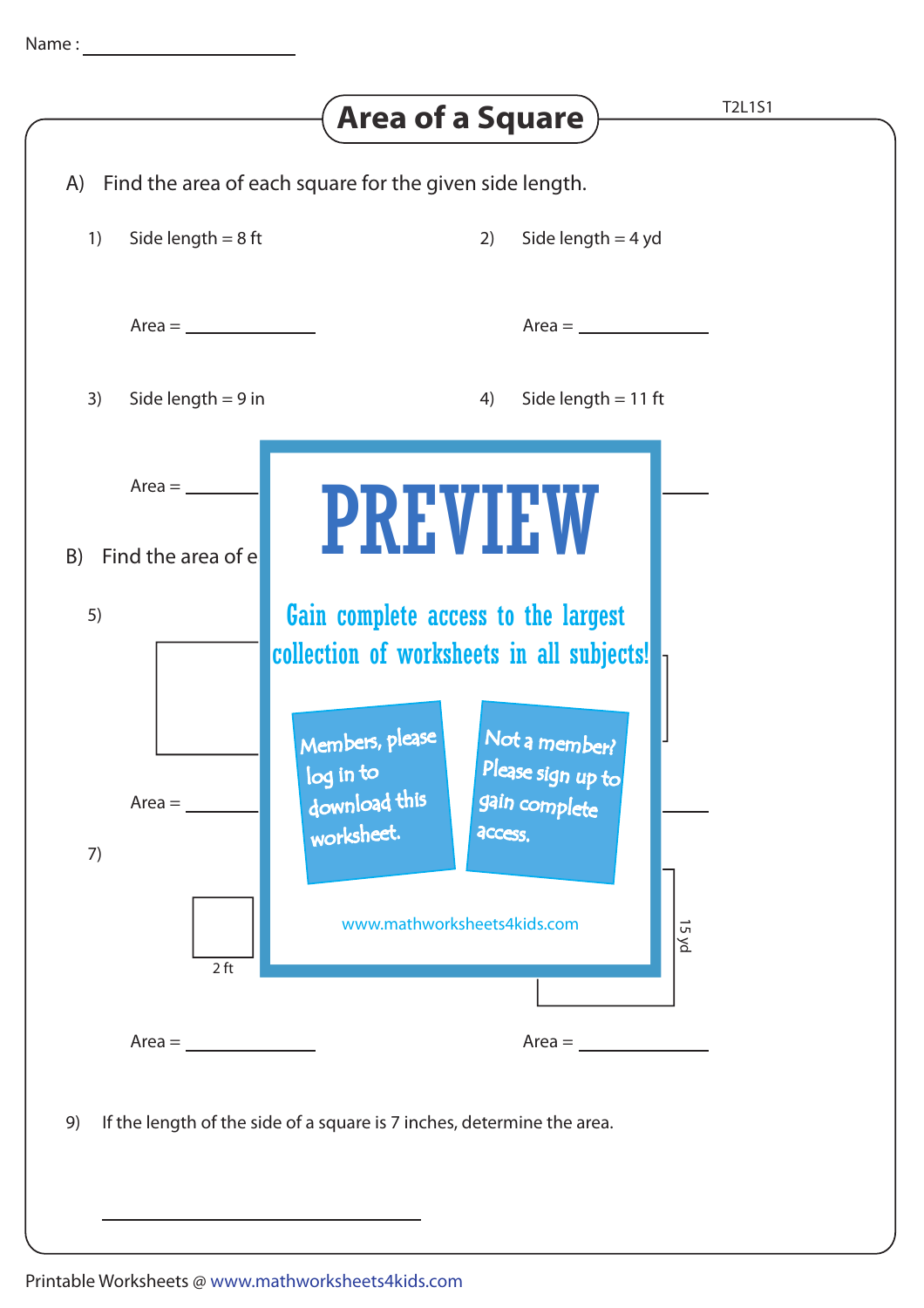Name : ____________________

# Area of a Square

T2L1S1

A) Find the area of each square for the given side length.

1) Side length = 8 ft

Area = ____________

2) Side length = 4 yd

Area = ____________

3) Side length = 9 in

Area = ____________

4) Side length = 11 ft

Area = ____________

B) Find the area of e

5)

Area = ____________

Area = ____________

7)

2 ft

15 yd

Area = ____________

Area = ____________

# PREVIEW

Gain complete access to the largest collection of worksheets in all subjects!

Members, please log in to download this worksheet.

Not a member? Please sign up to gain complete access.

www.mathworksheets4kids.com

9) If the length of the side of a square is 7 inches, determine the area.

______________________________

Printable Worksheets @ www.mathworksheets4kids.com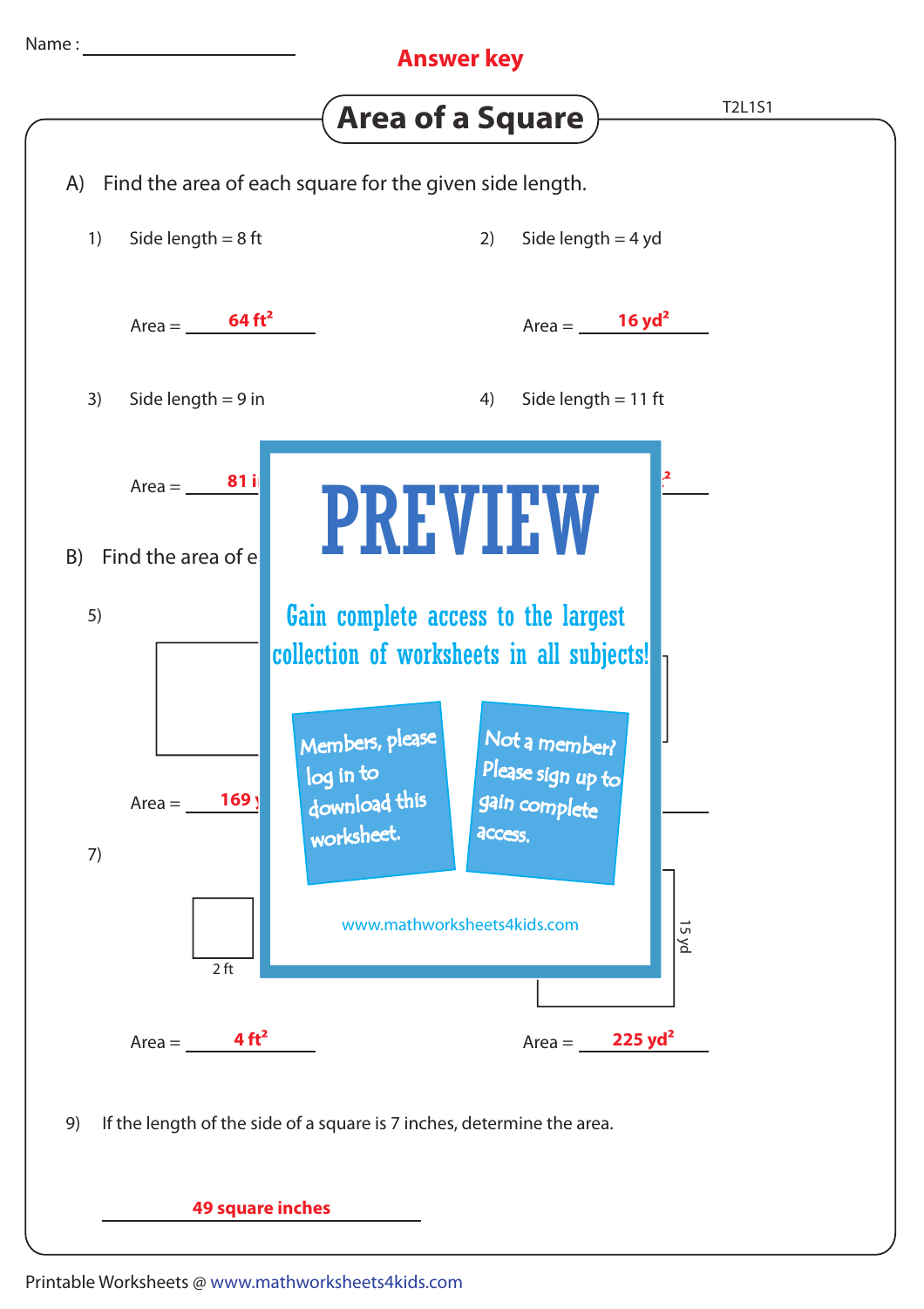Name : ____________________

**Answer key**

# Area of a Square

T2L1S1

A) Find the area of each square for the given side length.

1) Side length = 8 ft

Area = **64 $ft^2$**

2) Side length = 4 yd

Area = **16 $yd^2$**

3) Side length = 9 in

Area = **81 i**

4) Side length = 11 ft

B) Find the area of e

5)

Area = **169 y**

7)

2 ft

Area = **4 $ft^2$**

15 yd

Area = **225 $yd^2$**

PREVIEW

Gain complete access to the largest collection of worksheets in all subjects!

Members, please log in to download this worksheet.

Not a member? Please sign up to gain complete access.

www.mathworksheets4kids.com

9) If the length of the side of a square is 7 inches, determine the area.

**49 square inches**

Printable Worksheets @ www.mathworksheets4kids.com